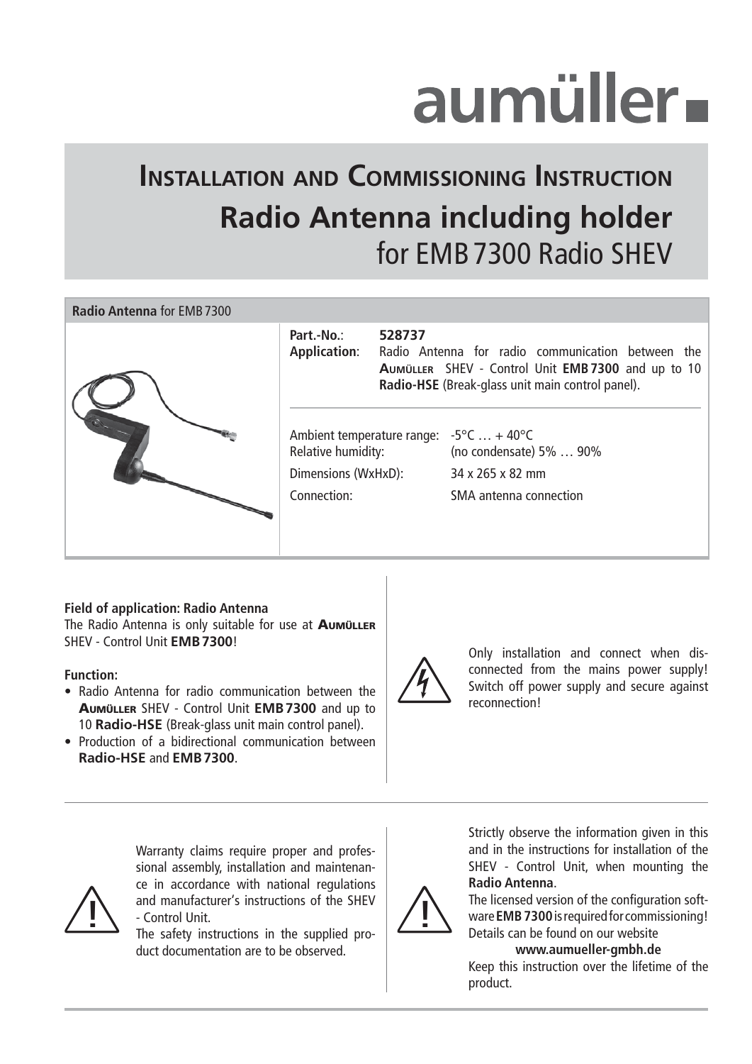aumüller

# Installation and Commissioning Instruction

# Radio Antenna including holder

## for EMB 7300 Radio SHEV

**Radio Antenna** for EMB 7300

| | |
|---|---|
| **Part.-No.**: | **528737** |
| **Application**: | Radio Antenna for radio communication between the AUMÜLLER SHEV - Control Unit **EMB 7300** and up to 10 **Radio-HSE** (Break-glass unit main control panel). |

| | |
|---|---|
| Ambient temperature range: | -5°C … + 40°C |
| Relative humidity: | (no condensate) 5% … 90% |
| Dimensions (WxHxD): | 34 x 265 x 82 mm |
| Connection: | SMA antenna connection |

**Field of application: Radio Antenna**
The Radio Antenna is only suitable for use at AUMÜLLER SHEV - Control Unit **EMB 7300**!

**Function:**

- Radio Antenna for radio communication between the AUMÜLLER SHEV - Control Unit **EMB 7300** and up to 10 **Radio-HSE** (Break-glass unit main control panel).
- Production of a bidirectional communication between **Radio-HSE** and **EMB 7300**.

Only installation and connect when disconnected from the mains power supply! Switch off power supply and secure against reconnection!

Warranty claims require proper and professional assembly, installation and maintenance in accordance with national regulations and manufacturer's instructions of the SHEV - Control Unit.
The safety instructions in the supplied product documentation are to be observed.

Strictly observe the information given in this and in the instructions for installation of the SHEV - Control Unit, when mounting the **Radio Antenna**.
The licensed version of the configuration software **EMB 7300** is required for commissioning! Details can be found on our website
**www.aumueller-gmbh.de**
Keep this instruction over the lifetime of the product.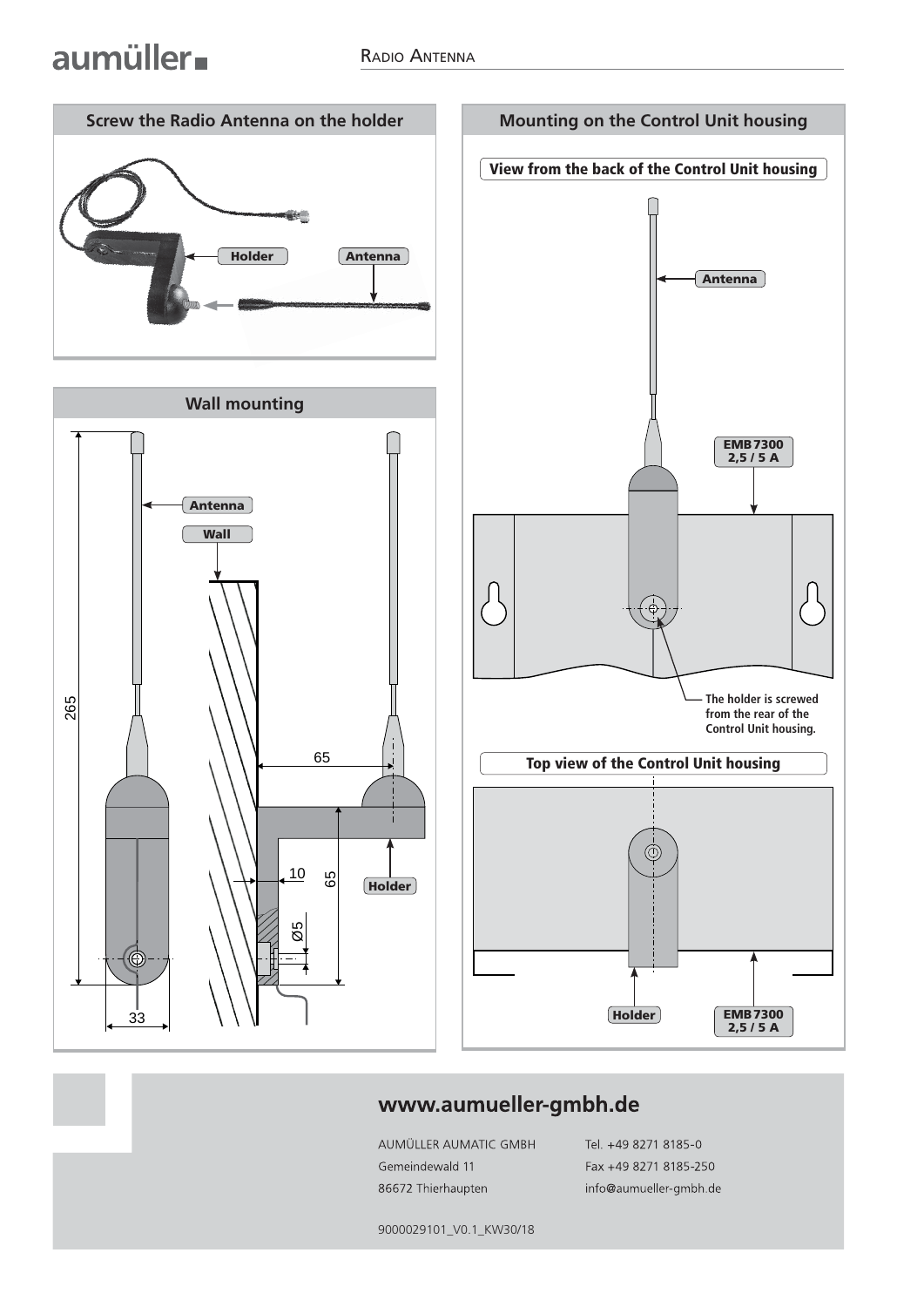## Screw the Radio Antenna on the holder

Holder

Antenna

## Wall mounting

Antenna

Wall

265

65

10

65

Ø5

Holder

33

## Mounting on the Control Unit housing

**View from the back of the Control Unit housing**

Antenna

EMB 7300
2,5 / 5 A

The holder is screwed from the rear of the Control Unit housing.

**Top view of the Control Unit housing**

Holder

EMB 7300
2,5 / 5 A

## www.aumueller-gmbh.de

AUMÜLLER AUMATIC GMBH
Gemeindewald 11
86672 Thierhaupten

Tel. +49 8271 8185-0
Fax +49 8271 8185-250
info@aumueller-gmbh.de

9000029101_V0.1_KW30/18